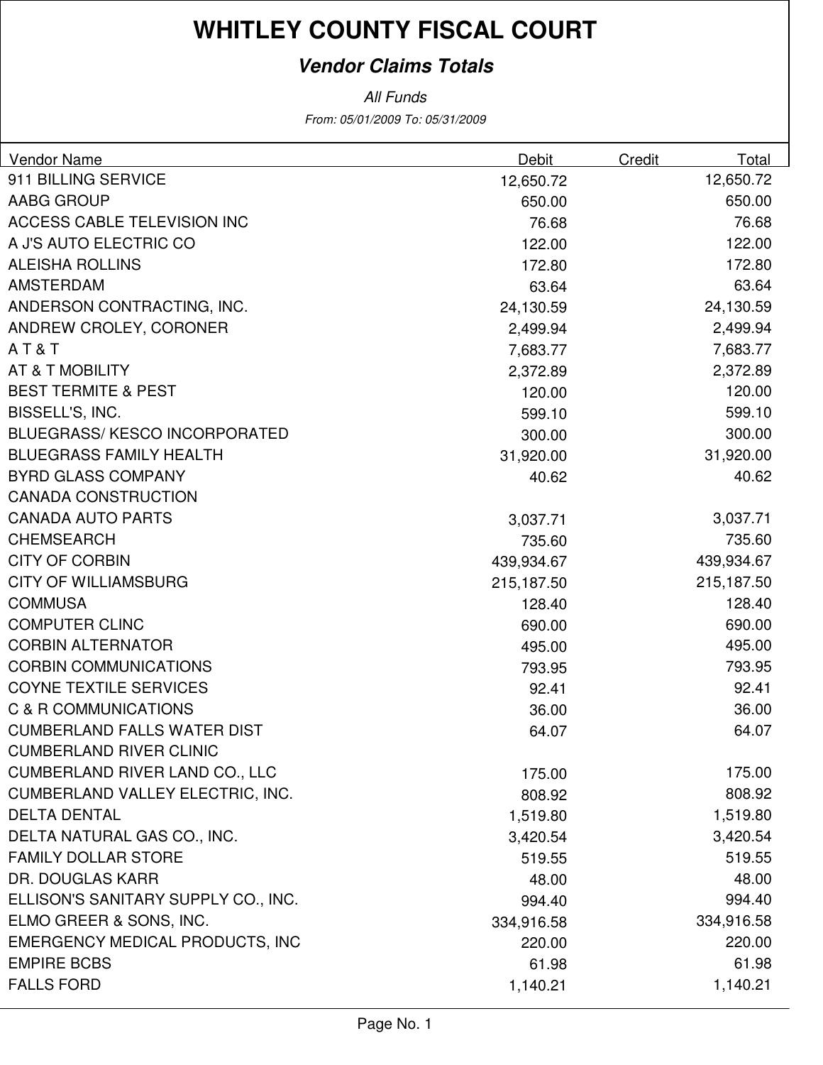# WHITLEY COUNTY FISCAL COURT

## *Vendor Claims Totals*

*All Funds*

*From: 05/01/2009 To: 05/31/2009*

| Vendor Name | Debit | Credit | Total |
|---|---|---|---|
| 911 BILLING SERVICE | 12,650.72 | | 12,650.72 |
| AABG GROUP | 650.00 | | 650.00 |
| ACCESS CABLE TELEVISION INC | 76.68 | | 76.68 |
| A J'S AUTO ELECTRIC CO | 122.00 | | 122.00 |
| ALEISHA ROLLINS | 172.80 | | 172.80 |
| AMSTERDAM | 63.64 | | 63.64 |
| ANDERSON CONTRACTING, INC. | 24,130.59 | | 24,130.59 |
| ANDREW CROLEY, CORONER | 2,499.94 | | 2,499.94 |
| A T & T | 7,683.77 | | 7,683.77 |
| AT & T MOBILITY | 2,372.89 | | 2,372.89 |
| BEST TERMITE & PEST | 120.00 | | 120.00 |
| BISSELL'S, INC. | 599.10 | | 599.10 |
| BLUEGRASS/ KESCO INCORPORATED | 300.00 | | 300.00 |
| BLUEGRASS FAMILY HEALTH | 31,920.00 | | 31,920.00 |
| BYRD GLASS COMPANY | 40.62 | | 40.62 |
| CANADA CONSTRUCTION | | | |
| CANADA AUTO PARTS | 3,037.71 | | 3,037.71 |
| CHEMSEARCH | 735.60 | | 735.60 |
| CITY OF CORBIN | 439,934.67 | | 439,934.67 |
| CITY OF WILLIAMSBURG | 215,187.50 | | 215,187.50 |
| COMMUSA | 128.40 | | 128.40 |
| COMPUTER CLINC | 690.00 | | 690.00 |
| CORBIN ALTERNATOR | 495.00 | | 495.00 |
| CORBIN COMMUNICATIONS | 793.95 | | 793.95 |
| COYNE TEXTILE SERVICES | 92.41 | | 92.41 |
| C & R COMMUNICATIONS | 36.00 | | 36.00 |
| CUMBERLAND FALLS WATER DIST | 64.07 | | 64.07 |
| CUMBERLAND RIVER CLINIC | | | |
| CUMBERLAND RIVER LAND CO., LLC | 175.00 | | 175.00 |
| CUMBERLAND VALLEY ELECTRIC, INC. | 808.92 | | 808.92 |
| DELTA DENTAL | 1,519.80 | | 1,519.80 |
| DELTA NATURAL GAS CO., INC. | 3,420.54 | | 3,420.54 |
| FAMILY DOLLAR STORE | 519.55 | | 519.55 |
| DR. DOUGLAS KARR | 48.00 | | 48.00 |
| ELLISON'S SANITARY SUPPLY CO., INC. | 994.40 | | 994.40 |
| ELMO GREER & SONS, INC. | 334,916.58 | | 334,916.58 |
| EMERGENCY MEDICAL PRODUCTS, INC | 220.00 | | 220.00 |
| EMPIRE BCBS | 61.98 | | 61.98 |
| FALLS FORD | 1,140.21 | | 1,140.21 |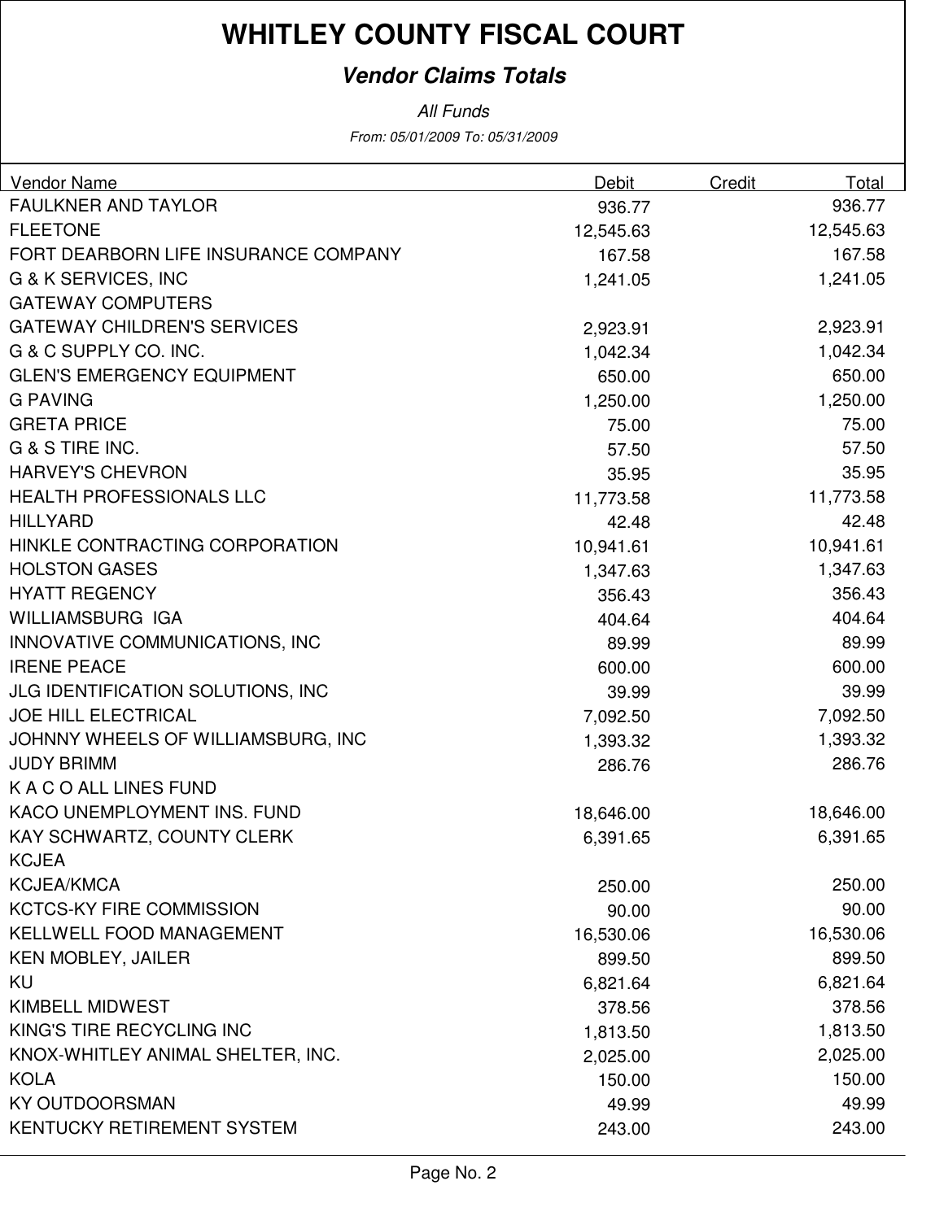# WHITLEY COUNTY FISCAL COURT

## *Vendor Claims Totals*

*All Funds*

*From: 05/01/2009 To: 05/31/2009*

| Vendor Name | Debit | Credit | Total |
|---|---|---|---|
| FAULKNER AND TAYLOR | 936.77 | | 936.77 |
| FLEETONE | 12,545.63 | | 12,545.63 |
| FORT DEARBORN LIFE INSURANCE COMPANY | 167.58 | | 167.58 |
| G & K SERVICES, INC | 1,241.05 | | 1,241.05 |
| GATEWAY COMPUTERS | | | |
| GATEWAY CHILDREN'S SERVICES | 2,923.91 | | 2,923.91 |
| G & C SUPPLY CO. INC. | 1,042.34 | | 1,042.34 |
| GLEN'S EMERGENCY EQUIPMENT | 650.00 | | 650.00 |
| G PAVING | 1,250.00 | | 1,250.00 |
| GRETA PRICE | 75.00 | | 75.00 |
| G & S TIRE INC. | 57.50 | | 57.50 |
| HARVEY'S CHEVRON | 35.95 | | 35.95 |
| HEALTH PROFESSIONALS LLC | 11,773.58 | | 11,773.58 |
| HILLYARD | 42.48 | | 42.48 |
| HINKLE CONTRACTING CORPORATION | 10,941.61 | | 10,941.61 |
| HOLSTON GASES | 1,347.63 | | 1,347.63 |
| HYATT REGENCY | 356.43 | | 356.43 |
| WILLIAMSBURG IGA | 404.64 | | 404.64 |
| INNOVATIVE COMMUNICATIONS, INC | 89.99 | | 89.99 |
| IRENE PEACE | 600.00 | | 600.00 |
| JLG IDENTIFICATION SOLUTIONS, INC | 39.99 | | 39.99 |
| JOE HILL ELECTRICAL | 7,092.50 | | 7,092.50 |
| JOHNNY WHEELS OF WILLIAMSBURG, INC | 1,393.32 | | 1,393.32 |
| JUDY BRIMM | 286.76 | | 286.76 |
| K A C O ALL LINES FUND | | | |
| KACO UNEMPLOYMENT INS. FUND | 18,646.00 | | 18,646.00 |
| KAY SCHWARTZ, COUNTY CLERK | 6,391.65 | | 6,391.65 |
| KCJEA | | | |
| KCJEA/KMCA | 250.00 | | 250.00 |
| KCTCS-KY FIRE COMMISSION | 90.00 | | 90.00 |
| KELLWELL FOOD MANAGEMENT | 16,530.06 | | 16,530.06 |
| KEN MOBLEY, JAILER | 899.50 | | 899.50 |
| KU | 6,821.64 | | 6,821.64 |
| KIMBELL MIDWEST | 378.56 | | 378.56 |
| KING'S TIRE RECYCLING INC | 1,813.50 | | 1,813.50 |
| KNOX-WHITLEY ANIMAL SHELTER, INC. | 2,025.00 | | 2,025.00 |
| KOLA | 150.00 | | 150.00 |
| KY OUTDOORSMAN | 49.99 | | 49.99 |
| KENTUCKY RETIREMENT SYSTEM | 243.00 | | 243.00 |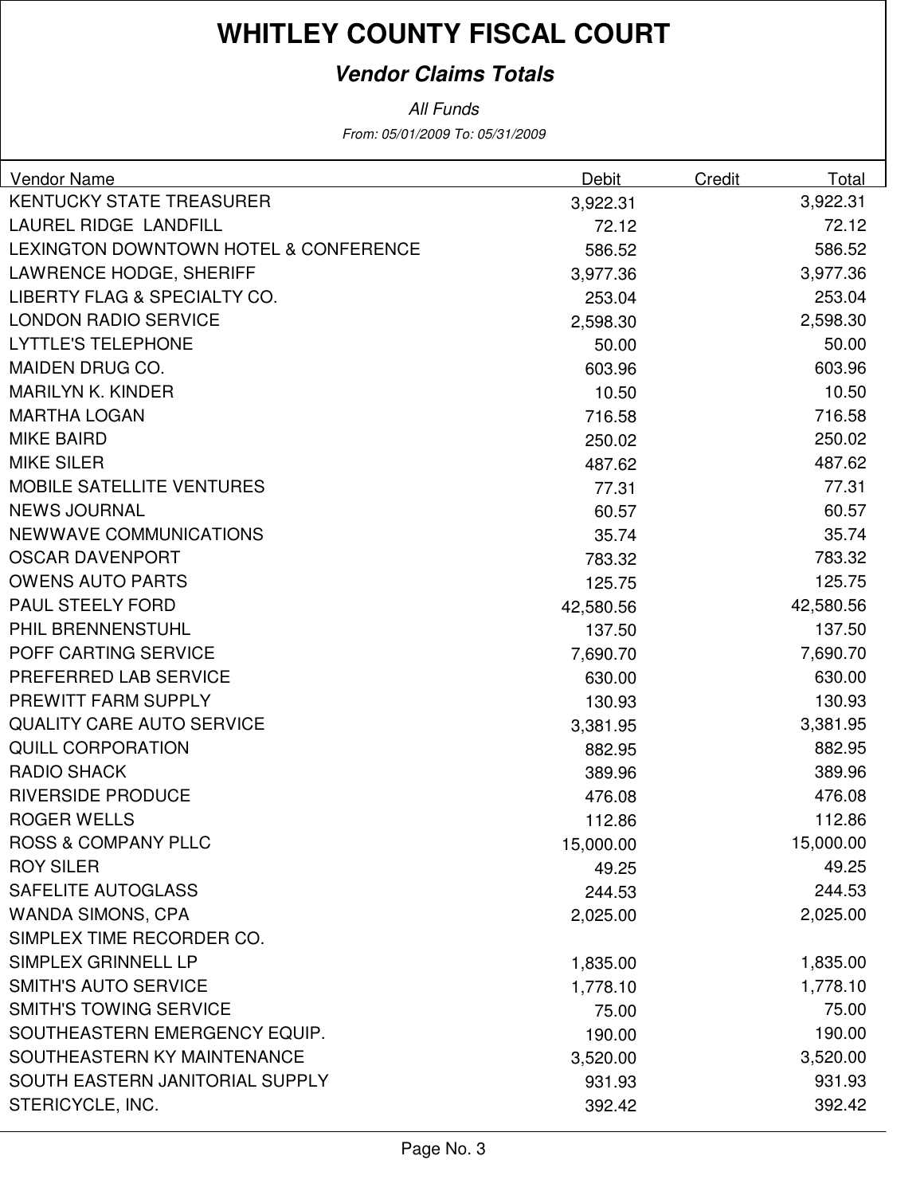# WHITLEY COUNTY FISCAL COURT

## *Vendor Claims Totals*

*All Funds*

*From: 05/01/2009 To: 05/31/2009*

| Vendor Name | Debit | Credit | Total |
|---|---|---|---|
| KENTUCKY STATE TREASURER | 3,922.31 | | 3,922.31 |
| LAUREL RIDGE LANDFILL | 72.12 | | 72.12 |
| LEXINGTON DOWNTOWN HOTEL & CONFERENCE | 586.52 | | 586.52 |
| LAWRENCE HODGE, SHERIFF | 3,977.36 | | 3,977.36 |
| LIBERTY FLAG & SPECIALTY CO. | 253.04 | | 253.04 |
| LONDON RADIO SERVICE | 2,598.30 | | 2,598.30 |
| LYTTLE'S TELEPHONE | 50.00 | | 50.00 |
| MAIDEN DRUG CO. | 603.96 | | 603.96 |
| MARILYN K. KINDER | 10.50 | | 10.50 |
| MARTHA LOGAN | 716.58 | | 716.58 |
| MIKE BAIRD | 250.02 | | 250.02 |
| MIKE SILER | 487.62 | | 487.62 |
| MOBILE SATELLITE VENTURES | 77.31 | | 77.31 |
| NEWS JOURNAL | 60.57 | | 60.57 |
| NEWWAVE COMMUNICATIONS | 35.74 | | 35.74 |
| OSCAR DAVENPORT | 783.32 | | 783.32 |
| OWENS AUTO PARTS | 125.75 | | 125.75 |
| PAUL STEELY FORD | 42,580.56 | | 42,580.56 |
| PHIL BRENNENSTUHL | 137.50 | | 137.50 |
| POFF CARTING SERVICE | 7,690.70 | | 7,690.70 |
| PREFERRED LAB SERVICE | 630.00 | | 630.00 |
| PREWITT FARM SUPPLY | 130.93 | | 130.93 |
| QUALITY CARE AUTO SERVICE | 3,381.95 | | 3,381.95 |
| QUILL CORPORATION | 882.95 | | 882.95 |
| RADIO SHACK | 389.96 | | 389.96 |
| RIVERSIDE PRODUCE | 476.08 | | 476.08 |
| ROGER WELLS | 112.86 | | 112.86 |
| ROSS & COMPANY PLLC | 15,000.00 | | 15,000.00 |
| ROY SILER | 49.25 | | 49.25 |
| SAFELITE AUTOGLASS | 244.53 | | 244.53 |
| WANDA SIMONS, CPA | 2,025.00 | | 2,025.00 |
| SIMPLEX TIME RECORDER CO. | | | |
| SIMPLEX GRINNELL LP | 1,835.00 | | 1,835.00 |
| SMITH'S AUTO SERVICE | 1,778.10 | | 1,778.10 |
| SMITH'S TOWING SERVICE | 75.00 | | 75.00 |
| SOUTHEASTERN EMERGENCY EQUIP. | 190.00 | | 190.00 |
| SOUTHEASTERN KY MAINTENANCE | 3,520.00 | | 3,520.00 |
| SOUTH EASTERN JANITORIAL SUPPLY | 931.93 | | 931.93 |
| STERICYCLE, INC. | 392.42 | | 392.42 |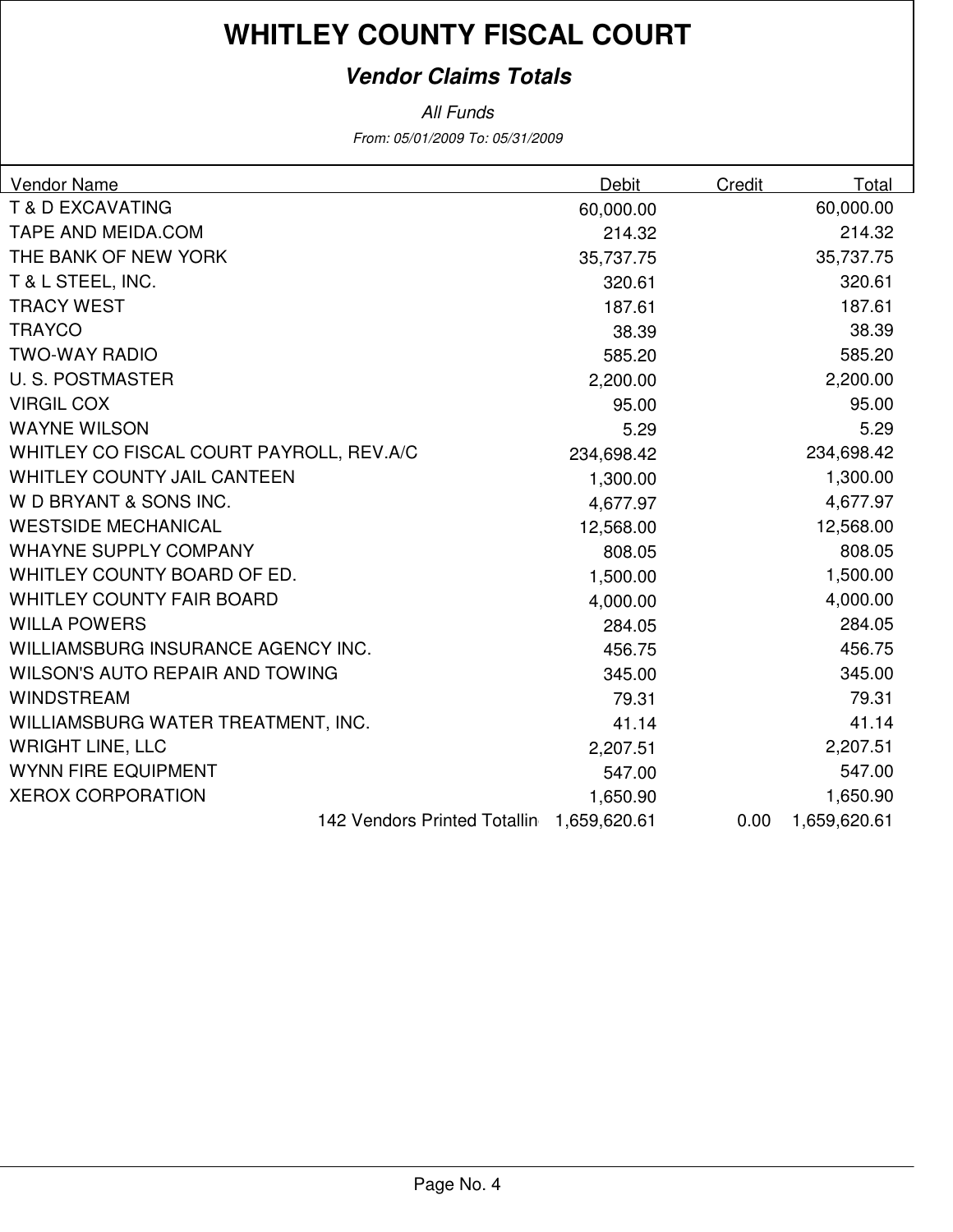# WHITLEY COUNTY FISCAL COURT

## *Vendor Claims Totals*

*All Funds*

*From: 05/01/2009 To: 05/31/2009*

| Vendor Name | Debit | Credit | Total |
|---|---|---|---|
| T & D EXCAVATING | 60,000.00 | | 60,000.00 |
| TAPE AND MEIDA.COM | 214.32 | | 214.32 |
| THE BANK OF NEW YORK | 35,737.75 | | 35,737.75 |
| T & L STEEL, INC. | 320.61 | | 320.61 |
| TRACY WEST | 187.61 | | 187.61 |
| TRAYCO | 38.39 | | 38.39 |
| TWO-WAY RADIO | 585.20 | | 585.20 |
| U. S. POSTMASTER | 2,200.00 | | 2,200.00 |
| VIRGIL COX | 95.00 | | 95.00 |
| WAYNE WILSON | 5.29 | | 5.29 |
| WHITLEY CO FISCAL COURT PAYROLL, REV.A/C | 234,698.42 | | 234,698.42 |
| WHITLEY COUNTY JAIL CANTEEN | 1,300.00 | | 1,300.00 |
| W D BRYANT & SONS INC. | 4,677.97 | | 4,677.97 |
| WESTSIDE MECHANICAL | 12,568.00 | | 12,568.00 |
| WHAYNE SUPPLY COMPANY | 808.05 | | 808.05 |
| WHITLEY COUNTY BOARD OF ED. | 1,500.00 | | 1,500.00 |
| WHITLEY COUNTY FAIR BOARD | 4,000.00 | | 4,000.00 |
| WILLA POWERS | 284.05 | | 284.05 |
| WILLIAMSBURG INSURANCE AGENCY INC. | 456.75 | | 456.75 |
| WILSON'S AUTO REPAIR AND TOWING | 345.00 | | 345.00 |
| WINDSTREAM | 79.31 | | 79.31 |
| WILLIAMSBURG WATER TREATMENT, INC. | 41.14 | | 41.14 |
| WRIGHT LINE, LLC | 2,207.51 | | 2,207.51 |
| WYNN FIRE EQUIPMENT | 547.00 | | 547.00 |
| XEROX CORPORATION | 1,650.90 | | 1,650.90 |
| 142 Vendors Printed Totallin | 1,659,620.61 | 0.00 | 1,659,620.61 |